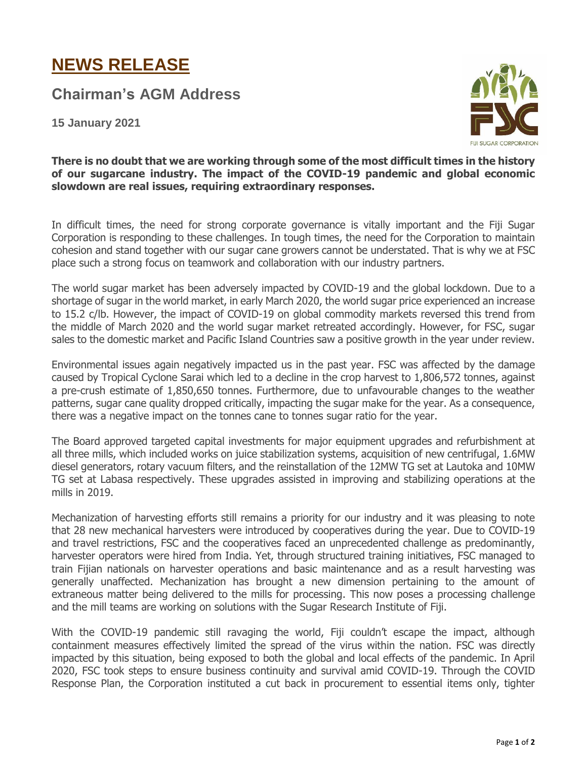# NEWS RELEASE

## Chairman's AGM Address

**15 January 2021**

**There is no doubt that we are working through some of the most difficult times in the history of our sugarcane industry. The impact of the COVID-19 pandemic and global economic slowdown are real issues, requiring extraordinary responses.**

In difficult times, the need for strong corporate governance is vitally important and the Fiji Sugar Corporation is responding to these challenges. In tough times, the need for the Corporation to maintain cohesion and stand together with our sugar cane growers cannot be understated. That is why we at FSC place such a strong focus on teamwork and collaboration with our industry partners.

The world sugar market has been adversely impacted by COVID-19 and the global lockdown. Due to a shortage of sugar in the world market, in early March 2020, the world sugar price experienced an increase to 15.2 c/lb. However, the impact of COVID-19 on global commodity markets reversed this trend from the middle of March 2020 and the world sugar market retreated accordingly. However, for FSC, sugar sales to the domestic market and Pacific Island Countries saw a positive growth in the year under review.

Environmental issues again negatively impacted us in the past year. FSC was affected by the damage caused by Tropical Cyclone Sarai which led to a decline in the crop harvest to 1,806,572 tonnes, against a pre-crush estimate of 1,850,650 tonnes. Furthermore, due to unfavourable changes to the weather patterns, sugar cane quality dropped critically, impacting the sugar make for the year. As a consequence, there was a negative impact on the tonnes cane to tonnes sugar ratio for the year.

The Board approved targeted capital investments for major equipment upgrades and refurbishment at all three mills, which included works on juice stabilization systems, acquisition of new centrifugal, 1.6MW diesel generators, rotary vacuum filters, and the reinstallation of the 12MW TG set at Lautoka and 10MW TG set at Labasa respectively. These upgrades assisted in improving and stabilizing operations at the mills in 2019.

Mechanization of harvesting efforts still remains a priority for our industry and it was pleasing to note that 28 new mechanical harvesters were introduced by cooperatives during the year. Due to COVID-19 and travel restrictions, FSC and the cooperatives faced an unprecedented challenge as predominantly, harvester operators were hired from India. Yet, through structured training initiatives, FSC managed to train Fijian nationals on harvester operations and basic maintenance and as a result harvesting was generally unaffected. Mechanization has brought a new dimension pertaining to the amount of extraneous matter being delivered to the mills for processing. This now poses a processing challenge and the mill teams are working on solutions with the Sugar Research Institute of Fiji.

With the COVID-19 pandemic still ravaging the world, Fiji couldn't escape the impact, although containment measures effectively limited the spread of the virus within the nation. FSC was directly impacted by this situation, being exposed to both the global and local effects of the pandemic. In April 2020, FSC took steps to ensure business continuity and survival amid COVID-19. Through the COVID Response Plan, the Corporation instituted a cut back in procurement to essential items only, tighter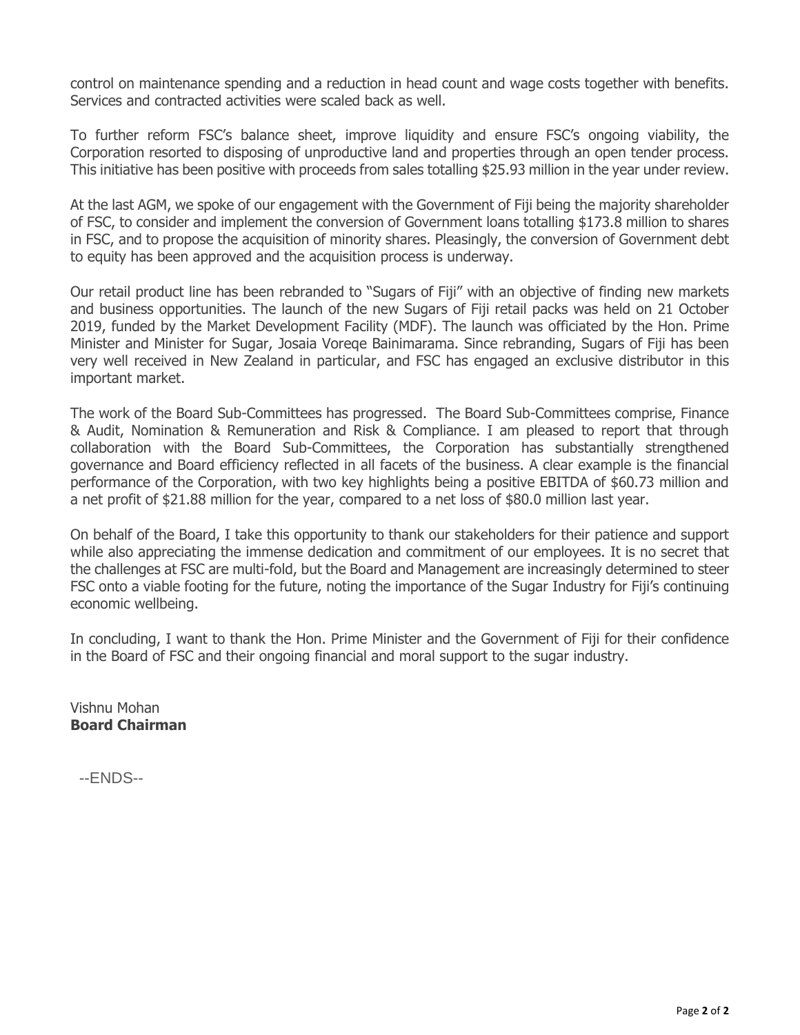control on maintenance spending and a reduction in head count and wage costs together with benefits. Services and contracted activities were scaled back as well.

To further reform FSC's balance sheet, improve liquidity and ensure FSC's ongoing viability, the Corporation resorted to disposing of unproductive land and properties through an open tender process. This initiative has been positive with proceeds from sales totalling $25.93 million in the year under review.

At the last AGM, we spoke of our engagement with the Government of Fiji being the majority shareholder of FSC, to consider and implement the conversion of Government loans totalling $173.8 million to shares in FSC, and to propose the acquisition of minority shares. Pleasingly, the conversion of Government debt to equity has been approved and the acquisition process is underway.

Our retail product line has been rebranded to "Sugars of Fiji" with an objective of finding new markets and business opportunities. The launch of the new Sugars of Fiji retail packs was held on 21 October 2019, funded by the Market Development Facility (MDF). The launch was officiated by the Hon. Prime Minister and Minister for Sugar, Josaia Voreqe Bainimarama. Since rebranding, Sugars of Fiji has been very well received in New Zealand in particular, and FSC has engaged an exclusive distributor in this important market.

The work of the Board Sub-Committees has progressed. The Board Sub-Committees comprise, Finance & Audit, Nomination & Remuneration and Risk & Compliance. I am pleased to report that through collaboration with the Board Sub-Committees, the Corporation has substantially strengthened governance and Board efficiency reflected in all facets of the business. A clear example is the financial performance of the Corporation, with two key highlights being a positive EBITDA of $60.73 million and a net profit of $21.88 million for the year, compared to a net loss of $80.0 million last year.

On behalf of the Board, I take this opportunity to thank our stakeholders for their patience and support while also appreciating the immense dedication and commitment of our employees. It is no secret that the challenges at FSC are multi-fold, but the Board and Management are increasingly determined to steer FSC onto a viable footing for the future, noting the importance of the Sugar Industry for Fiji's continuing economic wellbeing.

In concluding, I want to thank the Hon. Prime Minister and the Government of Fiji for their confidence in the Board of FSC and their ongoing financial and moral support to the sugar industry.

Vishnu Mohan
**Board Chairman**

--ENDS--